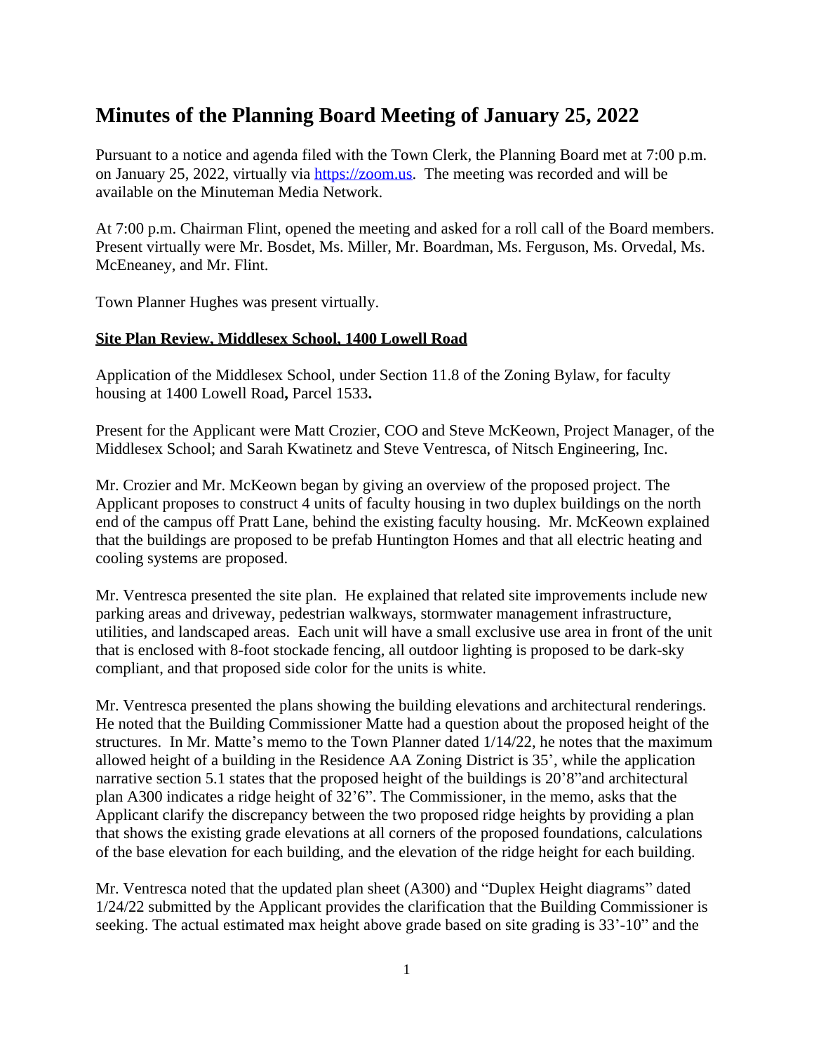# Minutes of the Planning Board Meeting of January 25, 2022

Pursuant to a notice and agenda filed with the Town Clerk, the Planning Board met at 7:00 p.m. on January 25, 2022, virtually via [https://zoom.us](https://zoom.us). The meeting was recorded and will be available on the Minuteman Media Network.

At 7:00 p.m. Chairman Flint, opened the meeting and asked for a roll call of the Board members. Present virtually were Mr. Bosdet, Ms. Miller, Mr. Boardman, Ms. Ferguson, Ms. Orvedal, Ms. McEneaney, and Mr. Flint.

Town Planner Hughes was present virtually.

**Site Plan Review, Middlesex School, 1400 Lowell Road**

Application of the Middlesex School, under Section 11.8 of the Zoning Bylaw, for faculty housing at 1400 Lowell Road**,** Parcel 1533**.**

Present for the Applicant were Matt Crozier, COO and Steve McKeown, Project Manager, of the Middlesex School; and Sarah Kwatinetz and Steve Ventresca, of Nitsch Engineering, Inc.

Mr. Crozier and Mr. McKeown began by giving an overview of the proposed project. The Applicant proposes to construct 4 units of faculty housing in two duplex buildings on the north end of the campus off Pratt Lane, behind the existing faculty housing. Mr. McKeown explained that the buildings are proposed to be prefab Huntington Homes and that all electric heating and cooling systems are proposed.

Mr. Ventresca presented the site plan. He explained that related site improvements include new parking areas and driveway, pedestrian walkways, stormwater management infrastructure, utilities, and landscaped areas. Each unit will have a small exclusive use area in front of the unit that is enclosed with 8-foot stockade fencing, all outdoor lighting is proposed to be dark-sky compliant, and that proposed side color for the units is white.

Mr. Ventresca presented the plans showing the building elevations and architectural renderings. He noted that the Building Commissioner Matte had a question about the proposed height of the structures. In Mr. Matte's memo to the Town Planner dated 1/14/22, he notes that the maximum allowed height of a building in the Residence AA Zoning District is 35', while the application narrative section 5.1 states that the proposed height of the buildings is 20'8"and architectural plan A300 indicates a ridge height of 32'6". The Commissioner, in the memo, asks that the Applicant clarify the discrepancy between the two proposed ridge heights by providing a plan that shows the existing grade elevations at all corners of the proposed foundations, calculations of the base elevation for each building, and the elevation of the ridge height for each building.

Mr. Ventresca noted that the updated plan sheet (A300) and "Duplex Height diagrams" dated 1/24/22 submitted by the Applicant provides the clarification that the Building Commissioner is seeking. The actual estimated max height above grade based on site grading is 33'-10" and the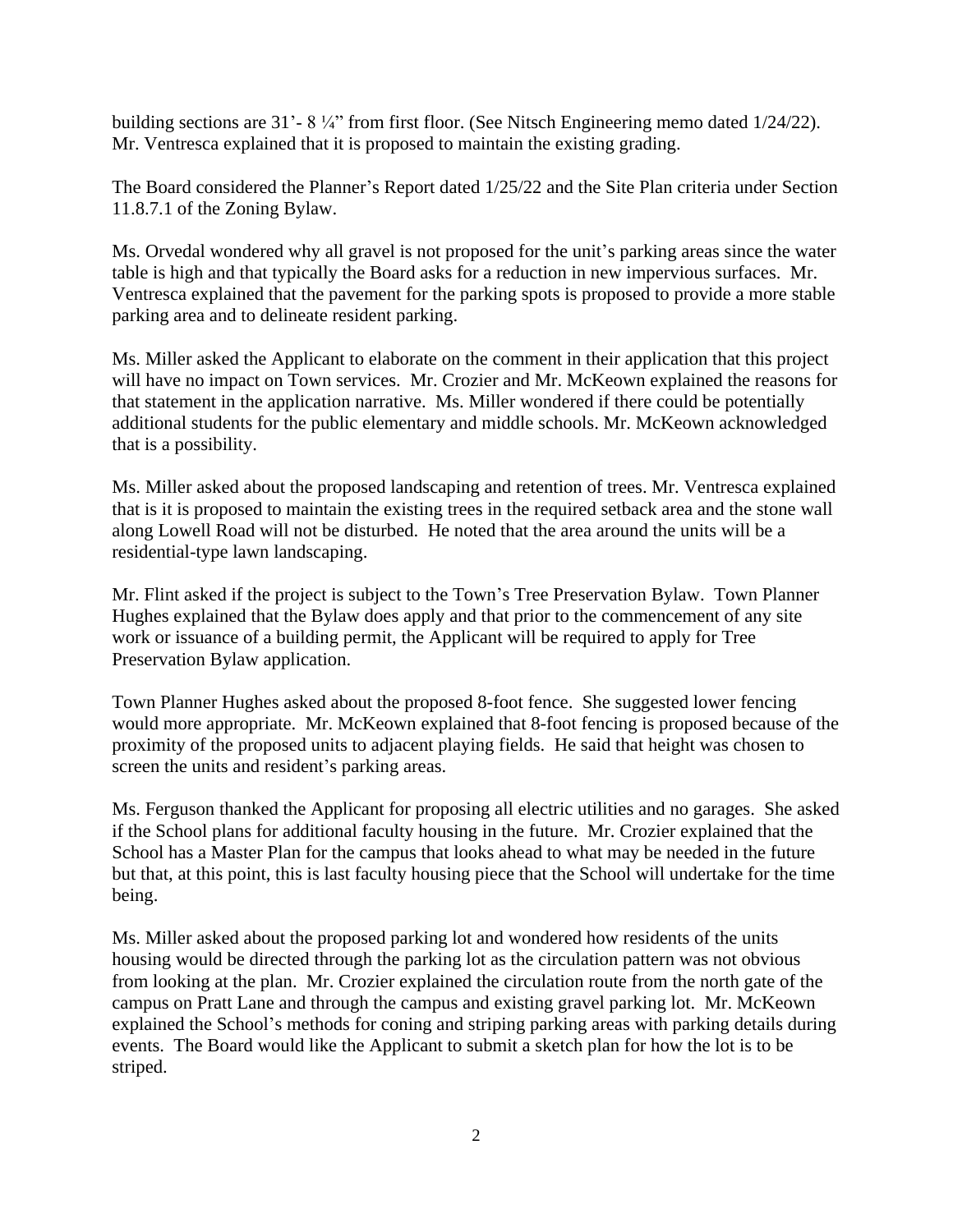building sections are 31'- 8 ¼" from first floor. (See Nitsch Engineering memo dated 1/24/22). Mr. Ventresca explained that it is proposed to maintain the existing grading.

The Board considered the Planner's Report dated 1/25/22 and the Site Plan criteria under Section 11.8.7.1 of the Zoning Bylaw.

Ms. Orvedal wondered why all gravel is not proposed for the unit's parking areas since the water table is high and that typically the Board asks for a reduction in new impervious surfaces. Mr. Ventresca explained that the pavement for the parking spots is proposed to provide a more stable parking area and to delineate resident parking.

Ms. Miller asked the Applicant to elaborate on the comment in their application that this project will have no impact on Town services. Mr. Crozier and Mr. McKeown explained the reasons for that statement in the application narrative. Ms. Miller wondered if there could be potentially additional students for the public elementary and middle schools. Mr. McKeown acknowledged that is a possibility.

Ms. Miller asked about the proposed landscaping and retention of trees. Mr. Ventresca explained that is it is proposed to maintain the existing trees in the required setback area and the stone wall along Lowell Road will not be disturbed. He noted that the area around the units will be a residential-type lawn landscaping.

Mr. Flint asked if the project is subject to the Town's Tree Preservation Bylaw. Town Planner Hughes explained that the Bylaw does apply and that prior to the commencement of any site work or issuance of a building permit, the Applicant will be required to apply for Tree Preservation Bylaw application.

Town Planner Hughes asked about the proposed 8-foot fence. She suggested lower fencing would more appropriate. Mr. McKeown explained that 8-foot fencing is proposed because of the proximity of the proposed units to adjacent playing fields. He said that height was chosen to screen the units and resident's parking areas.

Ms. Ferguson thanked the Applicant for proposing all electric utilities and no garages. She asked if the School plans for additional faculty housing in the future. Mr. Crozier explained that the School has a Master Plan for the campus that looks ahead to what may be needed in the future but that, at this point, this is last faculty housing piece that the School will undertake for the time being.

Ms. Miller asked about the proposed parking lot and wondered how residents of the units housing would be directed through the parking lot as the circulation pattern was not obvious from looking at the plan. Mr. Crozier explained the circulation route from the north gate of the campus on Pratt Lane and through the campus and existing gravel parking lot. Mr. McKeown explained the School's methods for coning and striping parking areas with parking details during events. The Board would like the Applicant to submit a sketch plan for how the lot is to be striped.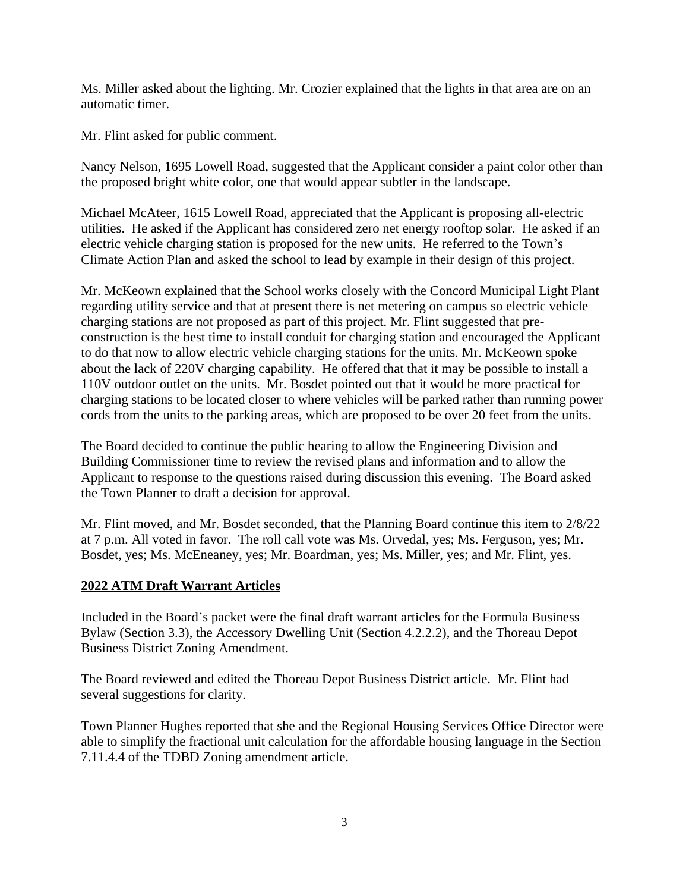Ms. Miller asked about the lighting. Mr. Crozier explained that the lights in that area are on an automatic timer.

Mr. Flint asked for public comment.

Nancy Nelson, 1695 Lowell Road, suggested that the Applicant consider a paint color other than the proposed bright white color, one that would appear subtler in the landscape.

Michael McAteer, 1615 Lowell Road, appreciated that the Applicant is proposing all-electric utilities. He asked if the Applicant has considered zero net energy rooftop solar. He asked if an electric vehicle charging station is proposed for the new units. He referred to the Town's Climate Action Plan and asked the school to lead by example in their design of this project.

Mr. McKeown explained that the School works closely with the Concord Municipal Light Plant regarding utility service and that at present there is net metering on campus so electric vehicle charging stations are not proposed as part of this project. Mr. Flint suggested that pre-construction is the best time to install conduit for charging station and encouraged the Applicant to do that now to allow electric vehicle charging stations for the units. Mr. McKeown spoke about the lack of 220V charging capability. He offered that that it may be possible to install a 110V outdoor outlet on the units. Mr. Bosdet pointed out that it would be more practical for charging stations to be located closer to where vehicles will be parked rather than running power cords from the units to the parking areas, which are proposed to be over 20 feet from the units.

The Board decided to continue the public hearing to allow the Engineering Division and Building Commissioner time to review the revised plans and information and to allow the Applicant to response to the questions raised during discussion this evening. The Board asked the Town Planner to draft a decision for approval.

Mr. Flint moved, and Mr. Bosdet seconded, that the Planning Board continue this item to 2/8/22 at 7 p.m. All voted in favor. The roll call vote was Ms. Orvedal, yes; Ms. Ferguson, yes; Mr. Bosdet, yes; Ms. McEneaney, yes; Mr. Boardman, yes; Ms. Miller, yes; and Mr. Flint, yes.

**2022 ATM Draft Warrant Articles**

Included in the Board's packet were the final draft warrant articles for the Formula Business Bylaw (Section 3.3), the Accessory Dwelling Unit (Section 4.2.2.2), and the Thoreau Depot Business District Zoning Amendment.

The Board reviewed and edited the Thoreau Depot Business District article. Mr. Flint had several suggestions for clarity.

Town Planner Hughes reported that she and the Regional Housing Services Office Director were able to simplify the fractional unit calculation for the affordable housing language in the Section 7.11.4.4 of the TDBD Zoning amendment article.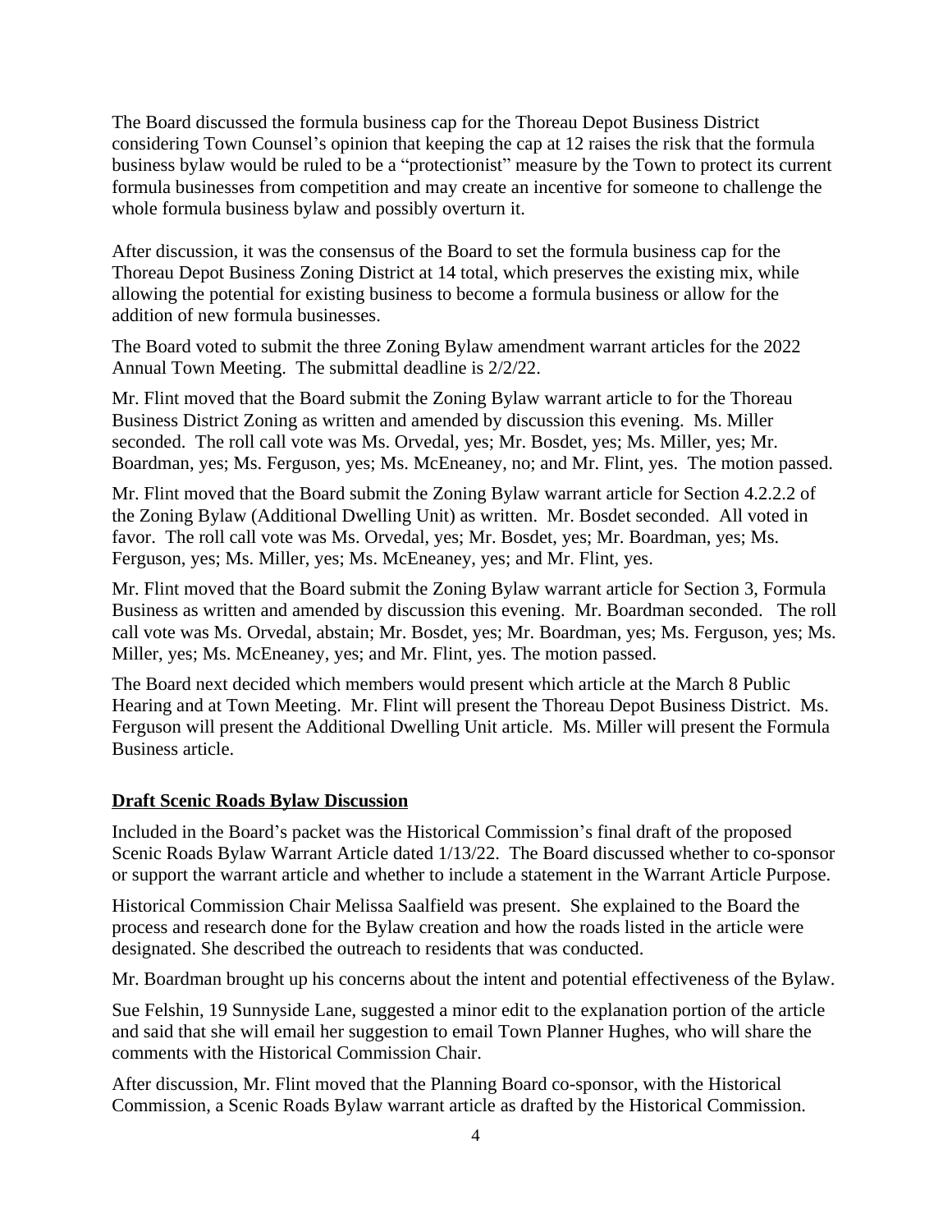The Board discussed the formula business cap for the Thoreau Depot Business District considering Town Counsel's opinion that keeping the cap at 12 raises the risk that the formula business bylaw would be ruled to be a "protectionist" measure by the Town to protect its current formula businesses from competition and may create an incentive for someone to challenge the whole formula business bylaw and possibly overturn it.

After discussion, it was the consensus of the Board to set the formula business cap for the Thoreau Depot Business Zoning District at 14 total, which preserves the existing mix, while allowing the potential for existing business to become a formula business or allow for the addition of new formula businesses.

The Board voted to submit the three Zoning Bylaw amendment warrant articles for the 2022 Annual Town Meeting. The submittal deadline is 2/2/22.

Mr. Flint moved that the Board submit the Zoning Bylaw warrant article to for the Thoreau Business District Zoning as written and amended by discussion this evening. Ms. Miller seconded. The roll call vote was Ms. Orvedal, yes; Mr. Bosdet, yes; Ms. Miller, yes; Mr. Boardman, yes; Ms. Ferguson, yes; Ms. McEneaney, no; and Mr. Flint, yes. The motion passed.

Mr. Flint moved that the Board submit the Zoning Bylaw warrant article for Section 4.2.2.2 of the Zoning Bylaw (Additional Dwelling Unit) as written. Mr. Bosdet seconded. All voted in favor. The roll call vote was Ms. Orvedal, yes; Mr. Bosdet, yes; Mr. Boardman, yes; Ms. Ferguson, yes; Ms. Miller, yes; Ms. McEneaney, yes; and Mr. Flint, yes.

Mr. Flint moved that the Board submit the Zoning Bylaw warrant article for Section 3, Formula Business as written and amended by discussion this evening. Mr. Boardman seconded. The roll call vote was Ms. Orvedal, abstain; Mr. Bosdet, yes; Mr. Boardman, yes; Ms. Ferguson, yes; Ms. Miller, yes; Ms. McEneaney, yes; and Mr. Flint, yes. The motion passed.

The Board next decided which members would present which article at the March 8 Public Hearing and at Town Meeting. Mr. Flint will present the Thoreau Depot Business District. Ms. Ferguson will present the Additional Dwelling Unit article. Ms. Miller will present the Formula Business article.

**Draft Scenic Roads Bylaw Discussion**

Included in the Board's packet was the Historical Commission's final draft of the proposed Scenic Roads Bylaw Warrant Article dated 1/13/22. The Board discussed whether to co-sponsor or support the warrant article and whether to include a statement in the Warrant Article Purpose.

Historical Commission Chair Melissa Saalfield was present. She explained to the Board the process and research done for the Bylaw creation and how the roads listed in the article were designated. She described the outreach to residents that was conducted.

Mr. Boardman brought up his concerns about the intent and potential effectiveness of the Bylaw.

Sue Felshin, 19 Sunnyside Lane, suggested a minor edit to the explanation portion of the article and said that she will email her suggestion to email Town Planner Hughes, who will share the comments with the Historical Commission Chair.

After discussion, Mr. Flint moved that the Planning Board co-sponsor, with the Historical Commission, a Scenic Roads Bylaw warrant article as drafted by the Historical Commission.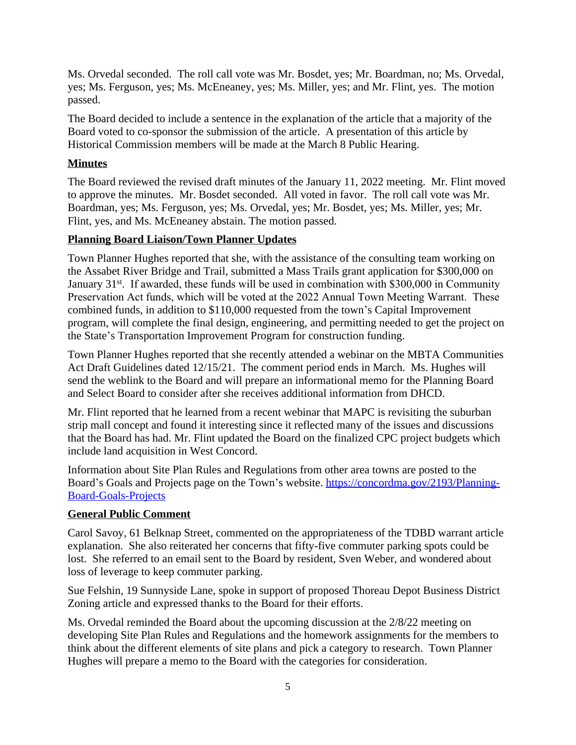Ms. Orvedal seconded. The roll call vote was Mr. Bosdet, yes; Mr. Boardman, no; Ms. Orvedal, yes; Ms. Ferguson, yes; Ms. McEneaney, yes; Ms. Miller, yes; and Mr. Flint, yes. The motion passed.

The Board decided to include a sentence in the explanation of the article that a majority of the Board voted to co-sponsor the submission of the article. A presentation of this article by Historical Commission members will be made at the March 8 Public Hearing.

**Minutes**

The Board reviewed the revised draft minutes of the January 11, 2022 meeting. Mr. Flint moved to approve the minutes. Mr. Bosdet seconded. All voted in favor. The roll call vote was Mr. Boardman, yes; Ms. Ferguson, yes; Ms. Orvedal, yes; Mr. Bosdet, yes; Ms. Miller, yes; Mr. Flint, yes, and Ms. McEneaney abstain. The motion passed.

**Planning Board Liaison/Town Planner Updates**

Town Planner Hughes reported that she, with the assistance of the consulting team working on the Assabet River Bridge and Trail, submitted a Mass Trails grant application for $300,000 on January 31st. If awarded, these funds will be used in combination with $300,000 in Community Preservation Act funds, which will be voted at the 2022 Annual Town Meeting Warrant. These combined funds, in addition to $110,000 requested from the town's Capital Improvement program, will complete the final design, engineering, and permitting needed to get the project on the State's Transportation Improvement Program for construction funding.

Town Planner Hughes reported that she recently attended a webinar on the MBTA Communities Act Draft Guidelines dated 12/15/21. The comment period ends in March. Ms. Hughes will send the weblink to the Board and will prepare an informational memo for the Planning Board and Select Board to consider after she receives additional information from DHCD.

Mr. Flint reported that he learned from a recent webinar that MAPC is revisiting the suburban strip mall concept and found it interesting since it reflected many of the issues and discussions that the Board has had. Mr. Flint updated the Board on the finalized CPC project budgets which include land acquisition in West Concord.

Information about Site Plan Rules and Regulations from other area towns are posted to the Board's Goals and Projects page on the Town's website. [https://concordma.gov/2193/Planning-Board-Goals-Projects](https://concordma.gov/2193/Planning-Board-Goals-Projects)

**General Public Comment**

Carol Savoy, 61 Belknap Street, commented on the appropriateness of the TDBD warrant article explanation. She also reiterated her concerns that fifty-five commuter parking spots could be lost. She referred to an email sent to the Board by resident, Sven Weber, and wondered about loss of leverage to keep commuter parking.

Sue Felshin, 19 Sunnyside Lane, spoke in support of proposed Thoreau Depot Business District Zoning article and expressed thanks to the Board for their efforts.

Ms. Orvedal reminded the Board about the upcoming discussion at the 2/8/22 meeting on developing Site Plan Rules and Regulations and the homework assignments for the members to think about the different elements of site plans and pick a category to research. Town Planner Hughes will prepare a memo to the Board with the categories for consideration.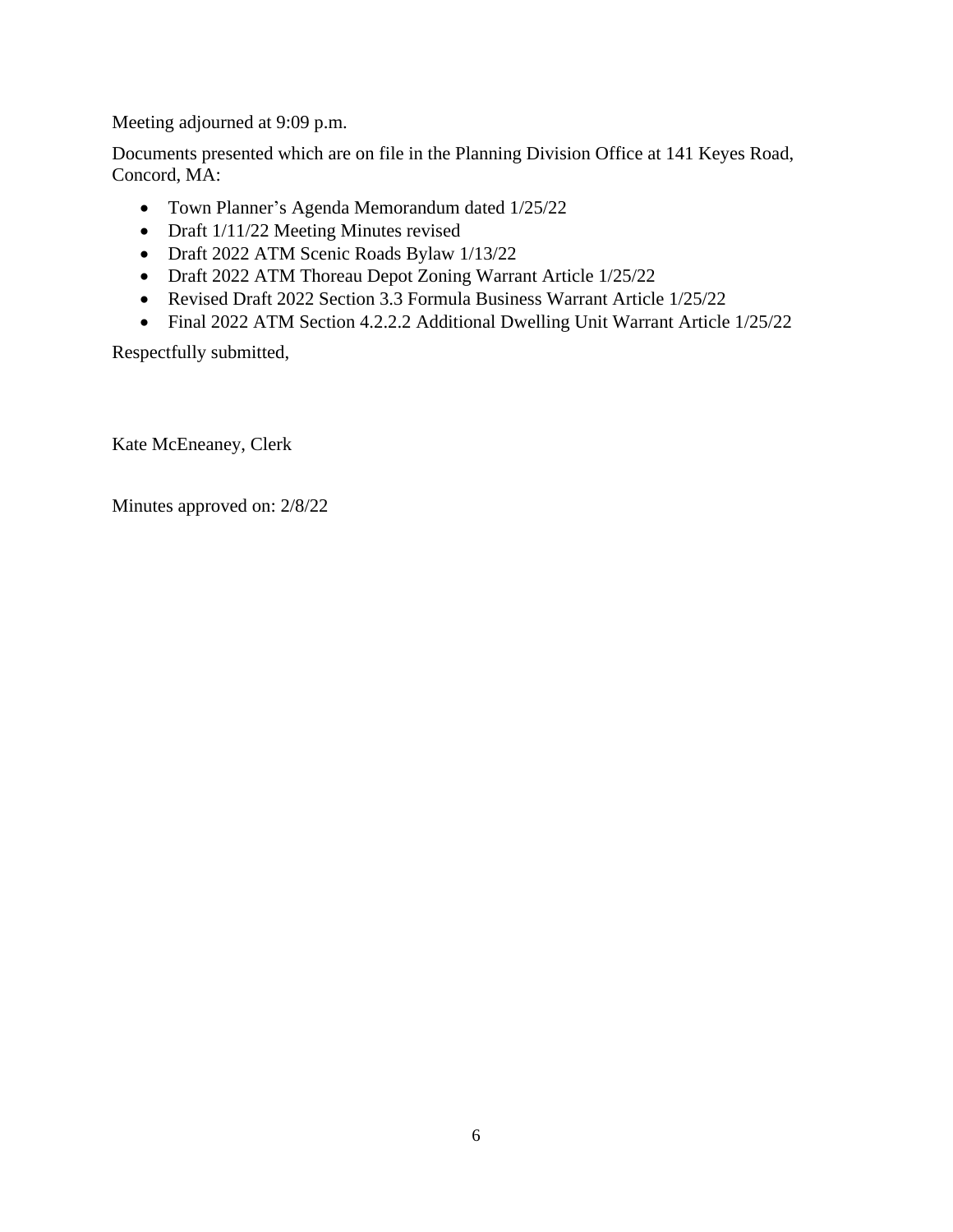Meeting adjourned at 9:09 p.m.

Documents presented which are on file in the Planning Division Office at 141 Keyes Road, Concord, MA:

- Town Planner's Agenda Memorandum dated 1/25/22
- Draft 1/11/22 Meeting Minutes revised
- Draft 2022 ATM Scenic Roads Bylaw 1/13/22
- Draft 2022 ATM Thoreau Depot Zoning Warrant Article 1/25/22
- Revised Draft 2022 Section 3.3 Formula Business Warrant Article 1/25/22
- Final 2022 ATM Section 4.2.2.2 Additional Dwelling Unit Warrant Article 1/25/22

Respectfully submitted,

Kate McEneaney, Clerk

Minutes approved on: 2/8/22